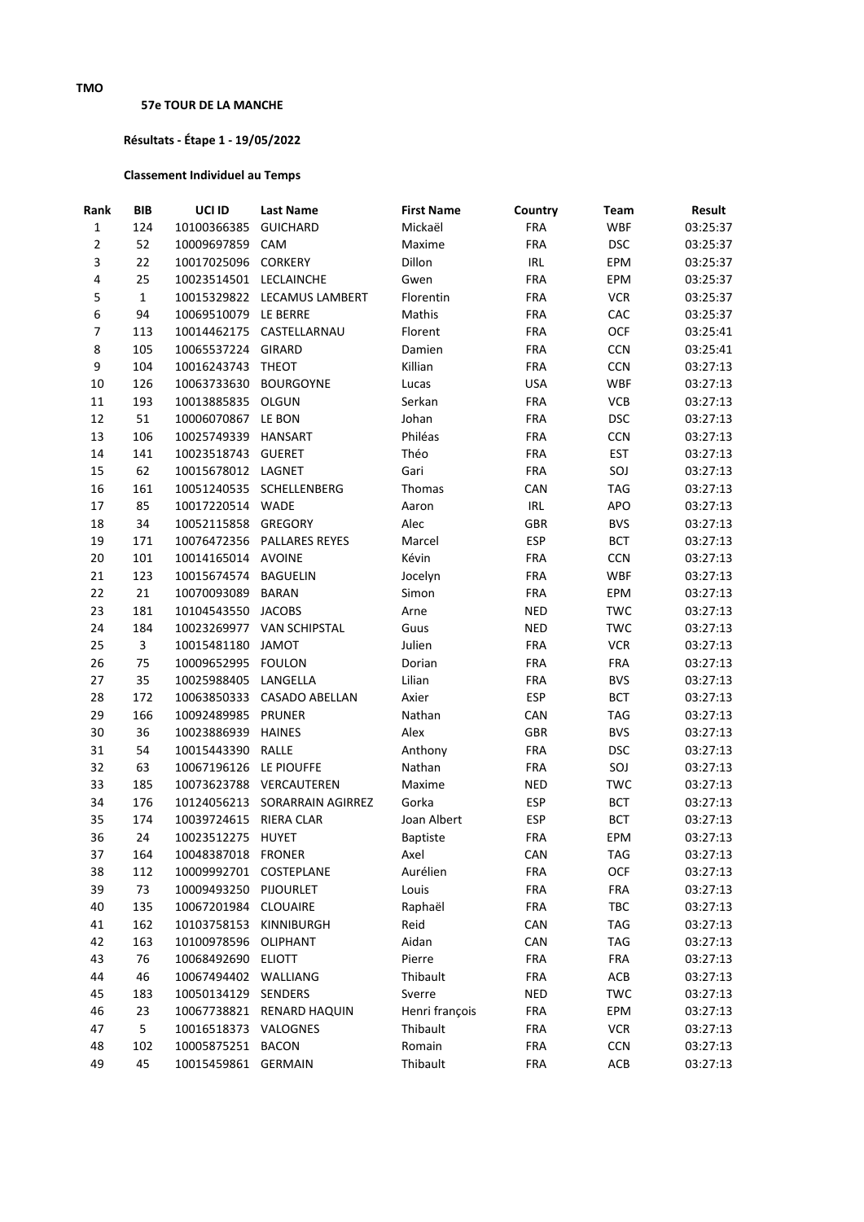TMO

**57e TOUR DE LA MANCHE**

**Résultats - Étape 1 - 19/05/2022**

**Classement Individuel au Temps**

| Rank | BIB | UCI ID | Last Name | First Name | Country | Team | Result |
|---|---|---|---|---|---|---|---|
| 1 | 124 | 10100366385 | GUICHARD | Mickaël | FRA | WBF | 03:25:37 |
| 2 | 52 | 10009697859 | CAM | Maxime | FRA | DSC | 03:25:37 |
| 3 | 22 | 10017025096 | CORKERY | Dillon | IRL | EPM | 03:25:37 |
| 4 | 25 | 10023514501 | LECLAINCHE | Gwen | FRA | EPM | 03:25:37 |
| 5 | 1 | 10015329822 | LECAMUS LAMBERT | Florentin | FRA | VCR | 03:25:37 |
| 6 | 94 | 10069510079 | LE BERRE | Mathis | FRA | CAC | 03:25:37 |
| 7 | 113 | 10014462175 | CASTELLARNAU | Florent | FRA | OCF | 03:25:41 |
| 8 | 105 | 10065537224 | GIRARD | Damien | FRA | CCN | 03:25:41 |
| 9 | 104 | 10016243743 | THEOT | Killian | FRA | CCN | 03:27:13 |
| 10 | 126 | 10063733630 | BOURGOYNE | Lucas | USA | WBF | 03:27:13 |
| 11 | 193 | 10013885835 | OLGUN | Serkan | FRA | VCB | 03:27:13 |
| 12 | 51 | 10006070867 | LE BON | Johan | FRA | DSC | 03:27:13 |
| 13 | 106 | 10025749339 | HANSART | Philéas | FRA | CCN | 03:27:13 |
| 14 | 141 | 10023518743 | GUERET | Théo | FRA | EST | 03:27:13 |
| 15 | 62 | 10015678012 | LAGNET | Gari | FRA | SOJ | 03:27:13 |
| 16 | 161 | 10051240535 | SCHELLENBERG | Thomas | CAN | TAG | 03:27:13 |
| 17 | 85 | 10017220514 | WADE | Aaron | IRL | APO | 03:27:13 |
| 18 | 34 | 10052115858 | GREGORY | Alec | GBR | BVS | 03:27:13 |
| 19 | 171 | 10076472356 | PALLARES REYES | Marcel | ESP | BCT | 03:27:13 |
| 20 | 101 | 10014165014 | AVOINE | Kévin | FRA | CCN | 03:27:13 |
| 21 | 123 | 10015674574 | BAGUELIN | Jocelyn | FRA | WBF | 03:27:13 |
| 22 | 21 | 10070093089 | BARAN | Simon | FRA | EPM | 03:27:13 |
| 23 | 181 | 10104543550 | JACOBS | Arne | NED | TWC | 03:27:13 |
| 24 | 184 | 10023269977 | VAN SCHIPSTAL | Guus | NED | TWC | 03:27:13 |
| 25 | 3 | 10015481180 | JAMOT | Julien | FRA | VCR | 03:27:13 |
| 26 | 75 | 10009652995 | FOULON | Dorian | FRA | FRA | 03:27:13 |
| 27 | 35 | 10025988405 | LANGELLA | Lilian | FRA | BVS | 03:27:13 |
| 28 | 172 | 10063850333 | CASADO ABELLAN | Axier | ESP | BCT | 03:27:13 |
| 29 | 166 | 10092489985 | PRUNER | Nathan | CAN | TAG | 03:27:13 |
| 30 | 36 | 10023886939 | HAINES | Alex | GBR | BVS | 03:27:13 |
| 31 | 54 | 10015443390 | RALLE | Anthony | FRA | DSC | 03:27:13 |
| 32 | 63 | 10067196126 | LE PIOUFFE | Nathan | FRA | SOJ | 03:27:13 |
| 33 | 185 | 10073623788 | VERCAUTEREN | Maxime | NED | TWC | 03:27:13 |
| 34 | 176 | 10124056213 | SORARRAIN AGIRREZ | Gorka | ESP | BCT | 03:27:13 |
| 35 | 174 | 10039724615 | RIERA CLAR | Joan Albert | ESP | BCT | 03:27:13 |
| 36 | 24 | 10023512275 | HUYET | Baptiste | FRA | EPM | 03:27:13 |
| 37 | 164 | 10048387018 | FRONER | Axel | CAN | TAG | 03:27:13 |
| 38 | 112 | 10009992701 | COSTEPLANE | Aurélien | FRA | OCF | 03:27:13 |
| 39 | 73 | 10009493250 | PIJOURLET | Louis | FRA | FRA | 03:27:13 |
| 40 | 135 | 10067201984 | CLOUAIRE | Raphaël | FRA | TBC | 03:27:13 |
| 41 | 162 | 10103758153 | KINNIBURGH | Reid | CAN | TAG | 03:27:13 |
| 42 | 163 | 10100978596 | OLIPHANT | Aidan | CAN | TAG | 03:27:13 |
| 43 | 76 | 10068492690 | ELIOTT | Pierre | FRA | FRA | 03:27:13 |
| 44 | 46 | 10067494402 | WALLIANG | Thibault | FRA | ACB | 03:27:13 |
| 45 | 183 | 10050134129 | SENDERS | Sverre | NED | TWC | 03:27:13 |
| 46 | 23 | 10067738821 | RENARD HAQUIN | Henri françois | FRA | EPM | 03:27:13 |
| 47 | 5 | 10016518373 | VALOGNES | Thibault | FRA | VCR | 03:27:13 |
| 48 | 102 | 10005875251 | BACON | Romain | FRA | CCN | 03:27:13 |
| 49 | 45 | 10015459861 | GERMAIN | Thibault | FRA | ACB | 03:27:13 |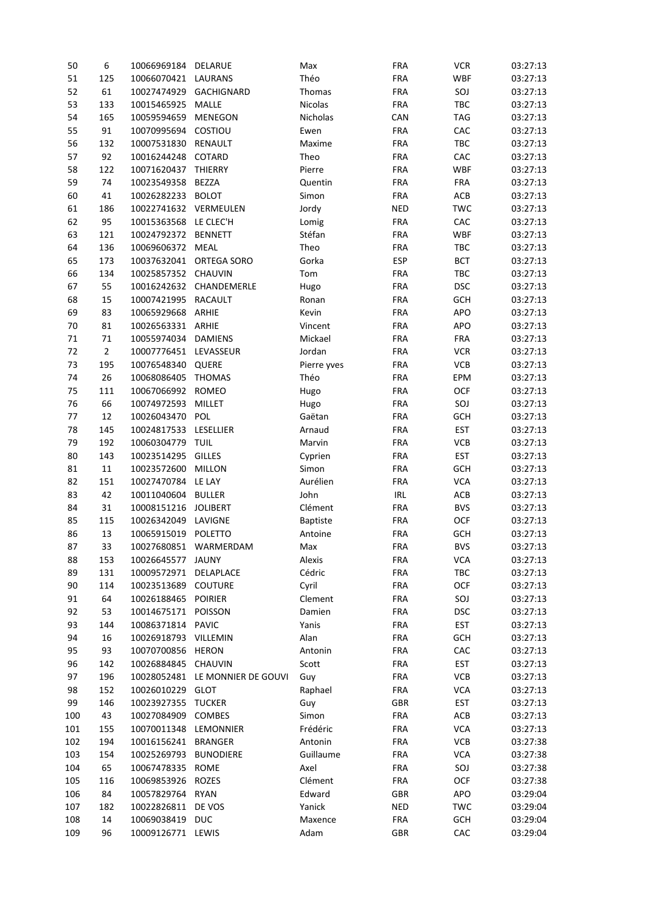| | | | | | | | |
|---|---|---|---|---|---|---|---|
| 50 | 6 | 10066969184 | DELARUE | Max | FRA | VCR | 03:27:13 |
| 51 | 125 | 10066070421 | LAURANS | Théo | FRA | WBF | 03:27:13 |
| 52 | 61 | 10027474929 | GACHIGNARD | Thomas | FRA | SOJ | 03:27:13 |
| 53 | 133 | 10015465925 | MALLE | Nicolas | FRA | TBC | 03:27:13 |
| 54 | 165 | 10059594659 | MENEGON | Nicholas | CAN | TAG | 03:27:13 |
| 55 | 91 | 10070995694 | COSTIOU | Ewen | FRA | CAC | 03:27:13 |
| 56 | 132 | 10007531830 | RENAULT | Maxime | FRA | TBC | 03:27:13 |
| 57 | 92 | 10016244248 | COTARD | Theo | FRA | CAC | 03:27:13 |
| 58 | 122 | 10071620437 | THIERRY | Pierre | FRA | WBF | 03:27:13 |
| 59 | 74 | 10023549358 | BEZZA | Quentin | FRA | FRA | 03:27:13 |
| 60 | 41 | 10026282233 | BOLOT | Simon | FRA | ACB | 03:27:13 |
| 61 | 186 | 10022741632 | VERMEULEN | Jordy | NED | TWC | 03:27:13 |
| 62 | 95 | 10015363568 | LE CLEC'H | Lomig | FRA | CAC | 03:27:13 |
| 63 | 121 | 10024792372 | BENNETT | Stéfan | FRA | WBF | 03:27:13 |
| 64 | 136 | 10069606372 | MEAL | Theo | FRA | TBC | 03:27:13 |
| 65 | 173 | 10037632041 | ORTEGA SORO | Gorka | ESP | BCT | 03:27:13 |
| 66 | 134 | 10025857352 | CHAUVIN | Tom | FRA | TBC | 03:27:13 |
| 67 | 55 | 10016242632 | CHANDEMERLE | Hugo | FRA | DSC | 03:27:13 |
| 68 | 15 | 10007421995 | RACAULT | Ronan | FRA | GCH | 03:27:13 |
| 69 | 83 | 10065929668 | ARHIE | Kevin | FRA | APO | 03:27:13 |
| 70 | 81 | 10026563331 | ARHIE | Vincent | FRA | APO | 03:27:13 |
| 71 | 71 | 10055974034 | DAMIENS | Mickael | FRA | FRA | 03:27:13 |
| 72 | 2 | 10007776451 | LEVASSEUR | Jordan | FRA | VCR | 03:27:13 |
| 73 | 195 | 10076548340 | QUERE | Pierre yves | FRA | VCB | 03:27:13 |
| 74 | 26 | 10068086405 | THOMAS | Théo | FRA | EPM | 03:27:13 |
| 75 | 111 | 10067066992 | ROMEO | Hugo | FRA | OCF | 03:27:13 |
| 76 | 66 | 10074972593 | MILLET | Hugo | FRA | SOJ | 03:27:13 |
| 77 | 12 | 10026043470 | POL | Gaëtan | FRA | GCH | 03:27:13 |
| 78 | 145 | 10024817533 | LESELLIER | Arnaud | FRA | EST | 03:27:13 |
| 79 | 192 | 10060304779 | TUIL | Marvin | FRA | VCB | 03:27:13 |
| 80 | 143 | 10023514295 | GILLES | Cyprien | FRA | EST | 03:27:13 |
| 81 | 11 | 10023572600 | MILLON | Simon | FRA | GCH | 03:27:13 |
| 82 | 151 | 10027470784 | LE LAY | Aurélien | FRA | VCA | 03:27:13 |
| 83 | 42 | 10011040604 | BULLER | John | IRL | ACB | 03:27:13 |
| 84 | 31 | 10008151216 | JOLIBERT | Clément | FRA | BVS | 03:27:13 |
| 85 | 115 | 10026342049 | LAVIGNE | Baptiste | FRA | OCF | 03:27:13 |
| 86 | 13 | 10065915019 | POLETTO | Antoine | FRA | GCH | 03:27:13 |
| 87 | 33 | 10027680851 | WARMERDAM | Max | FRA | BVS | 03:27:13 |
| 88 | 153 | 10026645577 | JAUNY | Alexis | FRA | VCA | 03:27:13 |
| 89 | 131 | 10009572971 | DELAPLACE | Cédric | FRA | TBC | 03:27:13 |
| 90 | 114 | 10023513689 | COUTURE | Cyril | FRA | OCF | 03:27:13 |
| 91 | 64 | 10026188465 | POIRIER | Clement | FRA | SOJ | 03:27:13 |
| 92 | 53 | 10014675171 | POISSON | Damien | FRA | DSC | 03:27:13 |
| 93 | 144 | 10086371814 | PAVIC | Yanis | FRA | EST | 03:27:13 |
| 94 | 16 | 10026918793 | VILLEMIN | Alan | FRA | GCH | 03:27:13 |
| 95 | 93 | 10070700856 | HERON | Antonin | FRA | CAC | 03:27:13 |
| 96 | 142 | 10026884845 | CHAUVIN | Scott | FRA | EST | 03:27:13 |
| 97 | 196 | 10028052481 | LE MONNIER DE GOUVI | Guy | FRA | VCB | 03:27:13 |
| 98 | 152 | 10026010229 | GLOT | Raphael | FRA | VCA | 03:27:13 |
| 99 | 146 | 10023927355 | TUCKER | Guy | GBR | EST | 03:27:13 |
| 100 | 43 | 10027084909 | COMBES | Simon | FRA | ACB | 03:27:13 |
| 101 | 155 | 10070011348 | LEMONNIER | Frédéric | FRA | VCA | 03:27:13 |
| 102 | 194 | 10016156241 | BRANGER | Antonin | FRA | VCB | 03:27:38 |
| 103 | 154 | 10025269793 | BUNODIERE | Guillaume | FRA | VCA | 03:27:38 |
| 104 | 65 | 10067478335 | ROME | Axel | FRA | SOJ | 03:27:38 |
| 105 | 116 | 10069853926 | ROZES | Clément | FRA | OCF | 03:27:38 |
| 106 | 84 | 10057829764 | RYAN | Edward | GBR | APO | 03:29:04 |
| 107 | 182 | 10022826811 | DE VOS | Yanick | NED | TWC | 03:29:04 |
| 108 | 14 | 10069038419 | DUC | Maxence | FRA | GCH | 03:29:04 |
| 109 | 96 | 10009126771 | LEWIS | Adam | GBR | CAC | 03:29:04 |